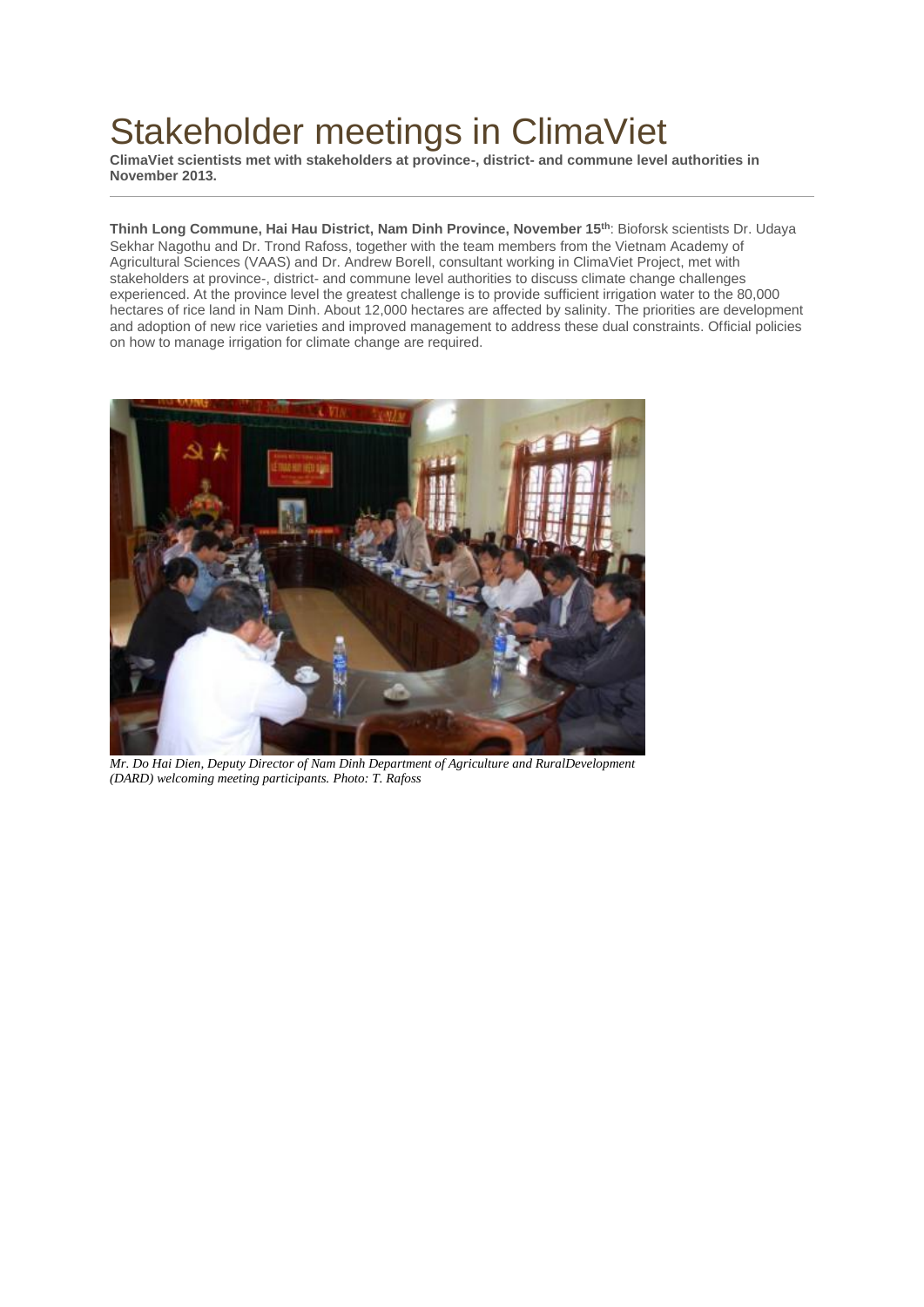# Stakeholder meetings in ClimaViet

**ClimaViet scientists met with stakeholders at province-, district- and commune level authorities in November 2013.**

---

**Thinh Long Commune, Hai Hau District, Nam Dinh Province, November 15th**: Bioforsk scientists Dr. Udaya Sekhar Nagothu and Dr. Trond Rafoss, together with the team members from the Vietnam Academy of Agricultural Sciences (VAAS) and Dr. Andrew Borell, consultant working in ClimaViet Project, met with stakeholders at province-, district- and commune level authorities to discuss climate change challenges experienced. At the province level the greatest challenge is to provide sufficient irrigation water to the 80,000 hectares of rice land in Nam Dinh. About 12,000 hectares are affected by salinity. The priorities are development and adoption of new rice varieties and improved management to address these dual constraints. Official policies on how to manage irrigation for climate change are required.

*Mr. Do Hai Dien, Deputy Director of Nam Dinh Department of Agriculture and RuralDevelopment (DARD) welcoming meeting participants. Photo: T. Rafoss*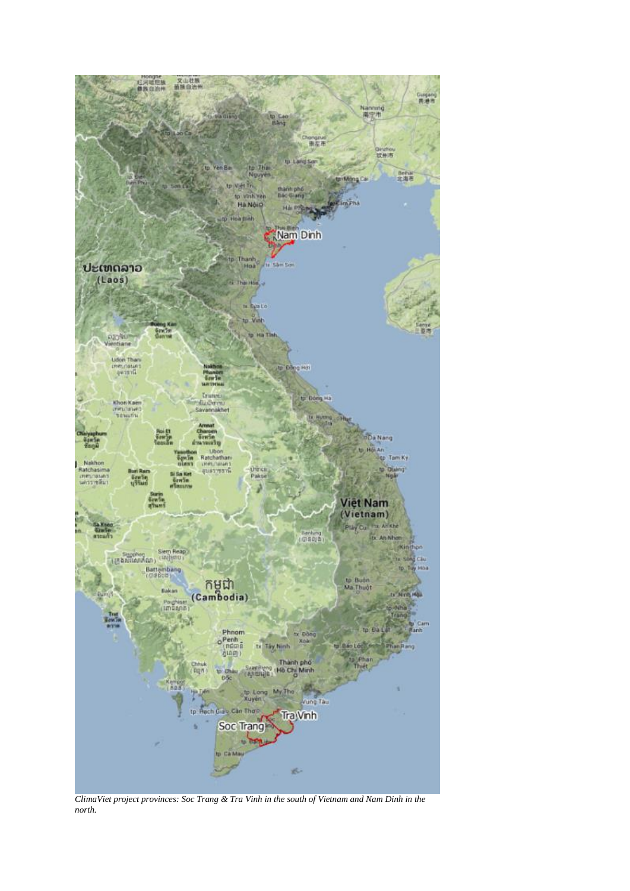*ClimaViet project provinces: Soc Trang & Tra Vinh in the south of Vietnam and Nam Dinh in the north.*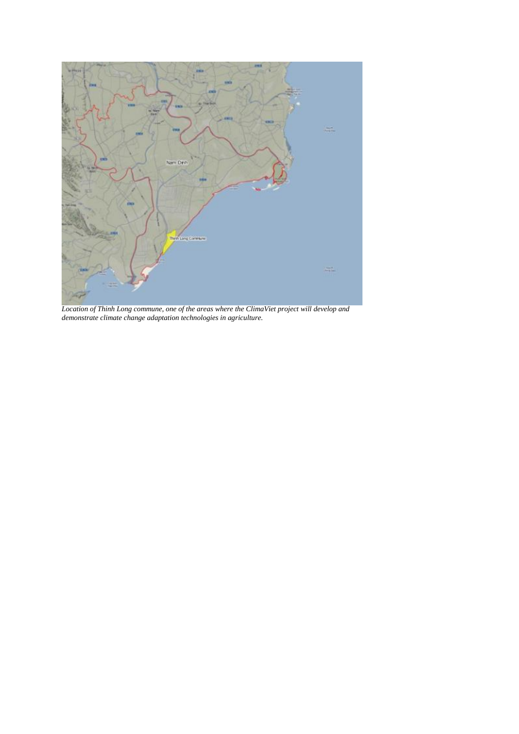*Location of Thinh Long commune, one of the areas where the ClimaViet project will develop and demonstrate climate change adaptation technologies in agriculture.*